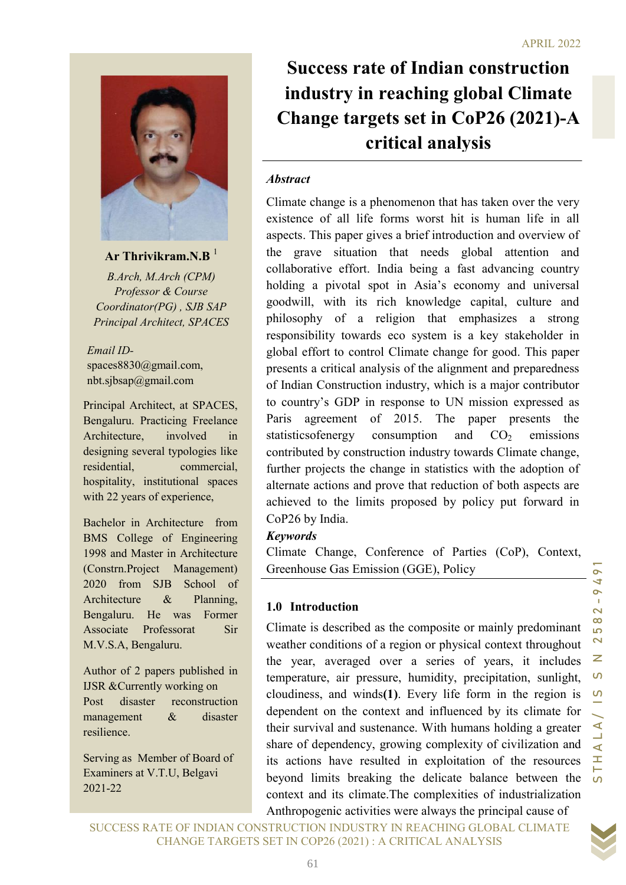# Success rate of Indian construction industry in reaching global Climate Change targets set in CoP26 (2021)-A critical analysis

**Ar Thrivikram.N.B** [1]

*B.Arch, M.Arch (CPM)*
*Professor & Course Coordinator(PG) , SJB SAP*
*Principal Architect, SPACES*

*Email ID-* spaces8830@gmail.com, nbt.sjbsap@gmail.com

Principal Architect, at SPACES, Bengaluru. Practicing Freelance Architecture, involved in designing several typologies like residential, commercial, hospitality, institutional spaces with 22 years of experience,

Bachelor in Architecture from BMS College of Engineering 1998 and Master in Architecture (Constrn.Project Management) 2020 from SJB School of Architecture & Planning, Bengaluru. He was Former Associate Professorat Sir M.V.S.A, Bengaluru.

Author of 2 papers published in IJSR &Currently working on Post disaster reconstruction management & disaster resilience.

Serving as Member of Board of Examiners at V.T.U, Belgavi 2021-22

### *Abstract*

Climate change is a phenomenon that has taken over the very existence of all life forms worst hit is human life in all aspects. This paper gives a brief introduction and overview of the grave situation that needs global attention and collaborative effort. India being a fast advancing country holding a pivotal spot in Asia's economy and universal goodwill, with its rich knowledge capital, culture and philosophy of a religion that emphasizes a strong responsibility towards eco system is a key stakeholder in global effort to control Climate change for good. This paper presents a critical analysis of the alignment and preparedness of Indian Construction industry, which is a major contributor to country's GDP in response to UN mission expressed as Paris agreement of 2015. The paper presents the statisticsofenergy consumption and $CO_2$ emissions contributed by construction industry towards Climate change, further projects the change in statistics with the adoption of alternate actions and prove that reduction of both aspects are achieved to the limits proposed by policy put forward in CoP26 by India.

***Keywords***

Climate Change, Conference of Parties (CoP), Context, Greenhouse Gas Emission (GGE), Policy

## 1.0 Introduction

Climate is described as the composite or mainly predominant weather conditions of a region or physical context throughout the year, averaged over a series of years, it includes temperature, air pressure, humidity, precipitation, sunlight, cloudiness, and winds**(1)**. Every life form in the region is dependent on the context and influenced by its climate for their survival and sustenance. With humans holding a greater share of dependency, growing complexity of civilization and its actions have resulted in exploitation of the resources beyond limits breaking the delicate balance between the context and its climate.The complexities of industrialization Anthropogenic activities were always the principal cause of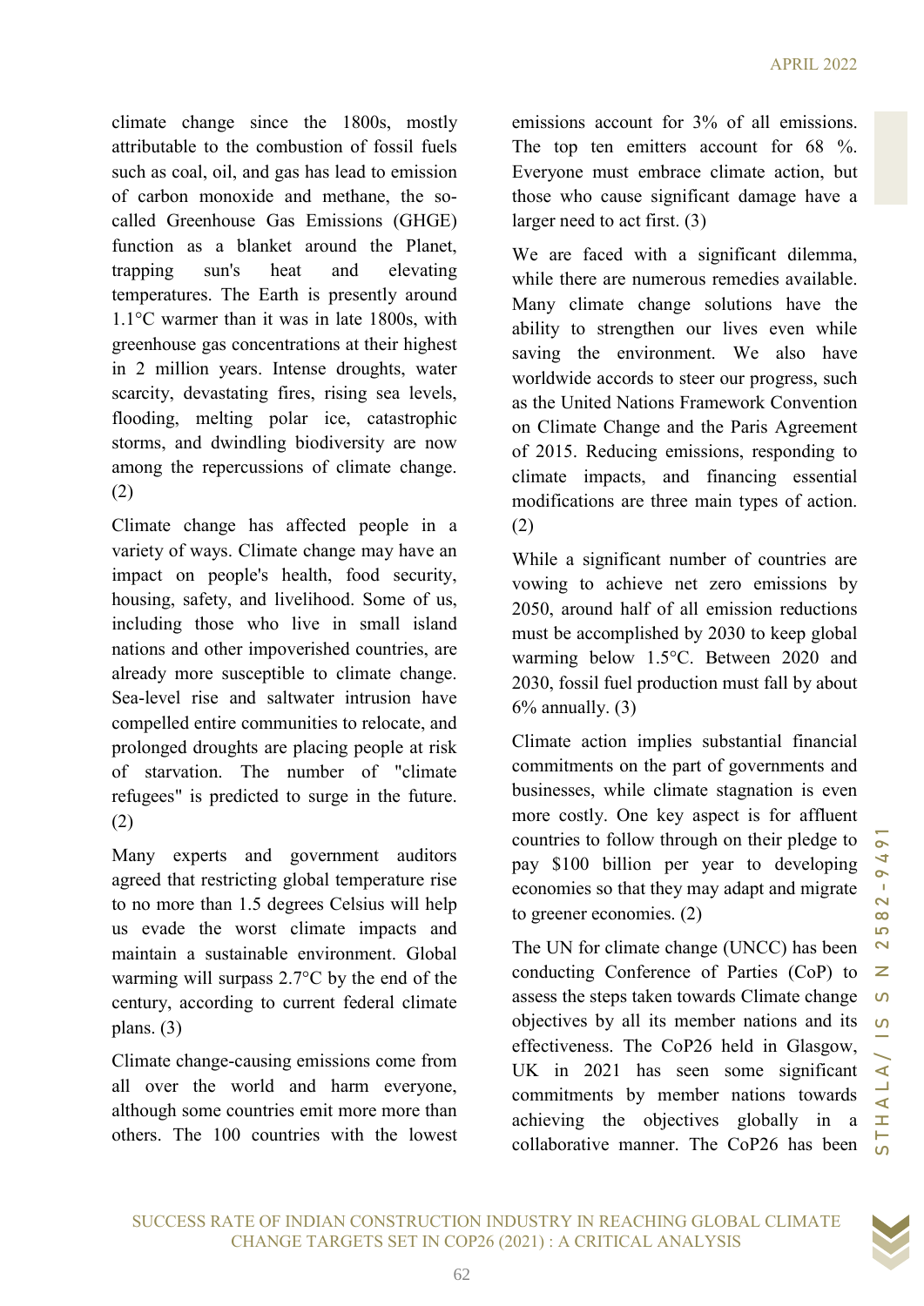climate change since the 1800s, mostly attributable to the combustion of fossil fuels such as coal, oil, and gas has lead to emission of carbon monoxide and methane, the so-called Greenhouse Gas Emissions (GHGE) function as a blanket around the Planet, trapping sun's heat and elevating temperatures. The Earth is presently around 1.1°C warmer than it was in late 1800s, with greenhouse gas concentrations at their highest in 2 million years. Intense droughts, water scarcity, devastating fires, rising sea levels, flooding, melting polar ice, catastrophic storms, and dwindling biodiversity are now among the repercussions of climate change. (2)

Climate change has affected people in a variety of ways. Climate change may have an impact on people's health, food security, housing, safety, and livelihood. Some of us, including those who live in small island nations and other impoverished countries, are already more susceptible to climate change. Sea-level rise and saltwater intrusion have compelled entire communities to relocate, and prolonged droughts are placing people at risk of starvation. The number of "climate refugees" is predicted to surge in the future. (2)

Many experts and government auditors agreed that restricting global temperature rise to no more than 1.5 degrees Celsius will help us evade the worst climate impacts and maintain a sustainable environment. Global warming will surpass 2.7°C by the end of the century, according to current federal climate plans. (3)

Climate change-causing emissions come from all over the world and harm everyone, although some countries emit more more than others. The 100 countries with the lowest emissions account for 3% of all emissions. The top ten emitters account for 68 %. Everyone must embrace climate action, but those who cause significant damage have a larger need to act first. (3)

We are faced with a significant dilemma, while there are numerous remedies available. Many climate change solutions have the ability to strengthen our lives even while saving the environment. We also have worldwide accords to steer our progress, such as the United Nations Framework Convention on Climate Change and the Paris Agreement of 2015. Reducing emissions, responding to climate impacts, and financing essential modifications are three main types of action. (2)

While a significant number of countries are vowing to achieve net zero emissions by 2050, around half of all emission reductions must be accomplished by 2030 to keep global warming below 1.5°C. Between 2020 and 2030, fossil fuel production must fall by about 6% annually. (3)

Climate action implies substantial financial commitments on the part of governments and businesses, while climate stagnation is even more costly. One key aspect is for affluent countries to follow through on their pledge to pay $100 billion per year to developing economies so that they may adapt and migrate to greener economies. (2)

The UN for climate change (UNCC) has been conducting Conference of Parties (CoP) to assess the steps taken towards Climate change objectives by all its member nations and its effectiveness. The CoP26 held in Glasgow, UK in 2021 has seen some significant commitments by member nations towards achieving the objectives globally in a collaborative manner. The CoP26 has been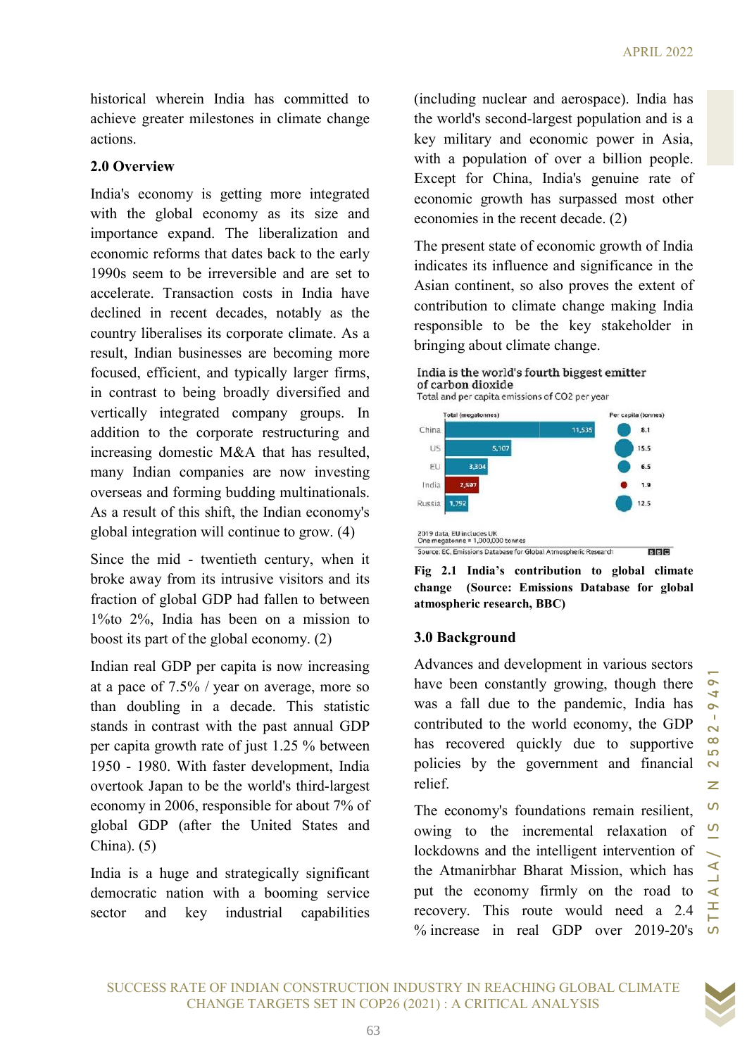historical wherein India has committed to achieve greater milestones in climate change actions.

## 2.0 Overview

India's economy is getting more integrated with the global economy as its size and importance expand. The liberalization and economic reforms that dates back to the early 1990s seem to be irreversible and are set to accelerate. Transaction costs in India have declined in recent decades, notably as the country liberalises its corporate climate. As a result, Indian businesses are becoming more focused, efficient, and typically larger firms, in contrast to being broadly diversified and vertically integrated company groups. In addition to the corporate restructuring and increasing domestic M&A that has resulted, many Indian companies are now investing overseas and forming budding multinationals. As a result of this shift, the Indian economy's global integration will continue to grow. (4)

Since the mid - twentieth century, when it broke away from its intrusive visitors and its fraction of global GDP had fallen to between 1%to 2%, India has been on a mission to boost its part of the global economy. (2)

Indian real GDP per capita is now increasing at a pace of 7.5% / year on average, more so than doubling in a decade. This statistic stands in contrast with the past annual GDP per capita growth rate of just 1.25 % between 1950 - 1980. With faster development, India overtook Japan to be the world's third-largest economy in 2006, responsible for about 7% of global GDP (after the United States and China). (5)

India is a huge and strategically significant democratic nation with a booming service sector and key industrial capabilities (including nuclear and aerospace). India has the world's second-largest population and is a key military and economic power in Asia, with a population of over a billion people. Except for China, India's genuine rate of economic growth has surpassed most other economies in the recent decade. (2)

The present state of economic growth of India indicates its influence and significance in the Asian continent, so also proves the extent of contribution to climate change making India responsible to be the key stakeholder in bringing about climate change.

**India is the world's fourth biggest emitter of carbon dioxide**
Total and per capita emissions of CO2 per year

| | Total (megatonnes) | Per capita (tonnes) |
|---|---|---|
| China | 11,535 | 8.1 |
| US | 5,107 | 15.5 |
| EU | 3,304 | 6.5 |
| India | 2,597 | 1.9 |
| Russia | 1,792 | 12.5 |

2019 data, EU includes UK
One megatonne = 1,000,000 tonnes
Source: EC, Emissions Database for Global Atmospheric Research — BBC

**Fig 2.1 India's contribution to global climate change (Source: Emissions Database for global atmospheric research, BBC)**

## 3.0 Background

Advances and development in various sectors have been constantly growing, though there was a fall due to the pandemic, India has contributed to the world economy, the GDP has recovered quickly due to supportive policies by the government and financial relief.

The economy's foundations remain resilient, owing to the incremental relaxation of lockdowns and the intelligent intervention of the Atmanirbhar Bharat Mission, which has put the economy firmly on the road to recovery. This route would need a 2.4 % increase in real GDP over 2019-20's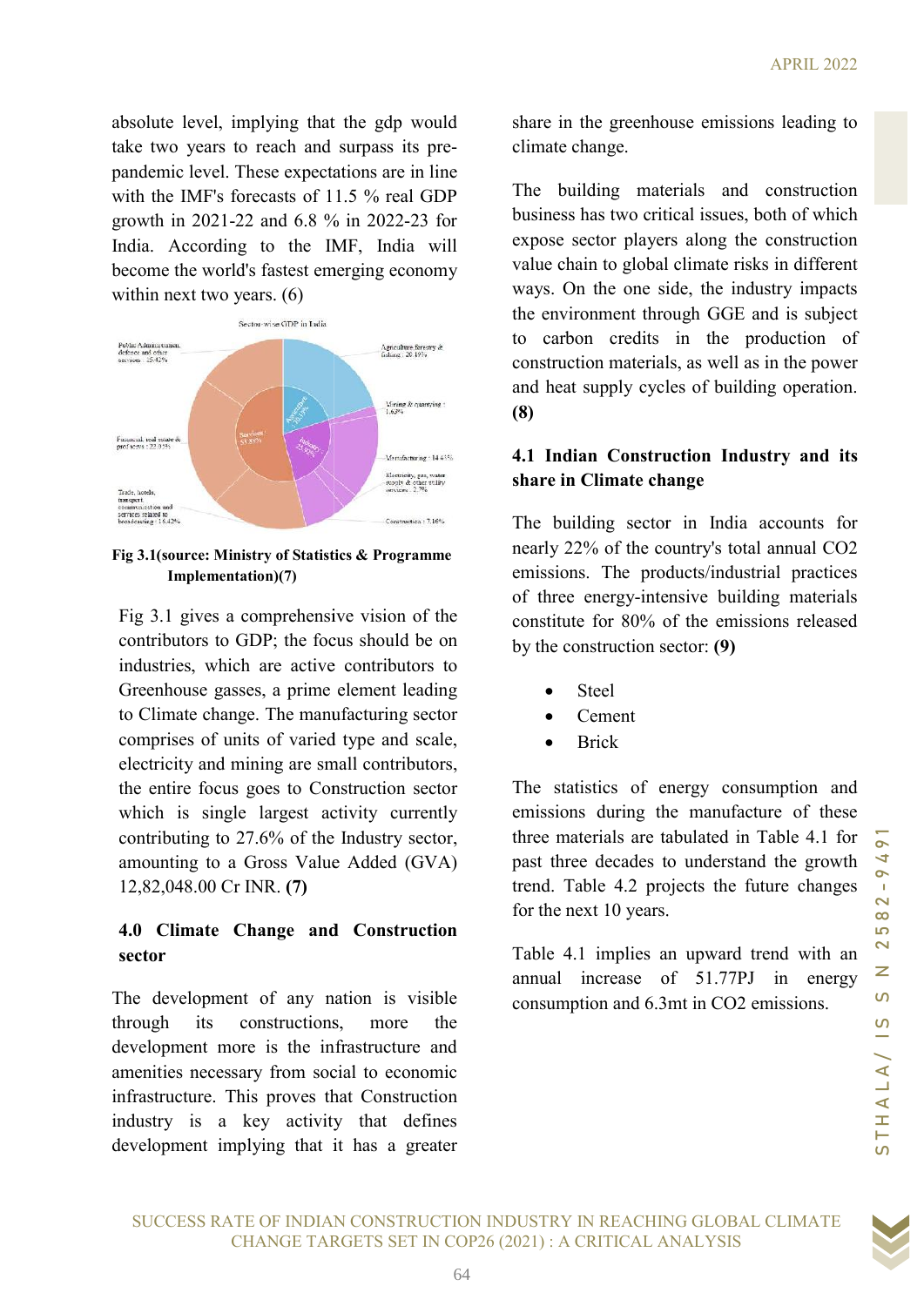absolute level, implying that the gdp would take two years to reach and surpass its pre-pandemic level. These expectations are in line with the IMF's forecasts of 11.5 % real GDP growth in 2021-22 and 6.8 % in 2022-23 for India. According to the IMF, India will become the world's fastest emerging economy within next two years. (6)

**Fig 3.1(source: Ministry of Statistics & Programme Implementation)(7)**

Fig 3.1 gives a comprehensive vision of the contributors to GDP; the focus should be on industries, which are active contributors to Greenhouse gasses, a prime element leading to Climate change. The manufacturing sector comprises of units of varied type and scale, electricity and mining are small contributors, the entire focus goes to Construction sector which is single largest activity currently contributing to 27.6% of the Industry sector, amounting to a Gross Value Added (GVA) 12,82,048.00 Cr INR. **(7)**

## 4.0 Climate Change and Construction sector

The development of any nation is visible through its constructions, more the development more is the infrastructure and amenities necessary from social to economic infrastructure. This proves that Construction industry is a key activity that defines development implying that it has a greater share in the greenhouse emissions leading to climate change.

The building materials and construction business has two critical issues, both of which expose sector players along the construction value chain to global climate risks in different ways. On the one side, the industry impacts the environment through GGE and is subject to carbon credits in the production of construction materials, as well as in the power and heat supply cycles of building operation. **(8)**

### 4.1 Indian Construction Industry and its share in Climate change

The building sector in India accounts for nearly 22% of the country's total annual CO2 emissions. The products/industrial practices of three energy-intensive building materials constitute for 80% of the emissions released by the construction sector: **(9)**

- Steel
- Cement
- Brick

The statistics of energy consumption and emissions during the manufacture of these three materials are tabulated in Table 4.1 for past three decades to understand the growth trend. Table 4.2 projects the future changes for the next 10 years.

Table 4.1 implies an upward trend with an annual increase of 51.77PJ in energy consumption and 6.3mt in CO2 emissions.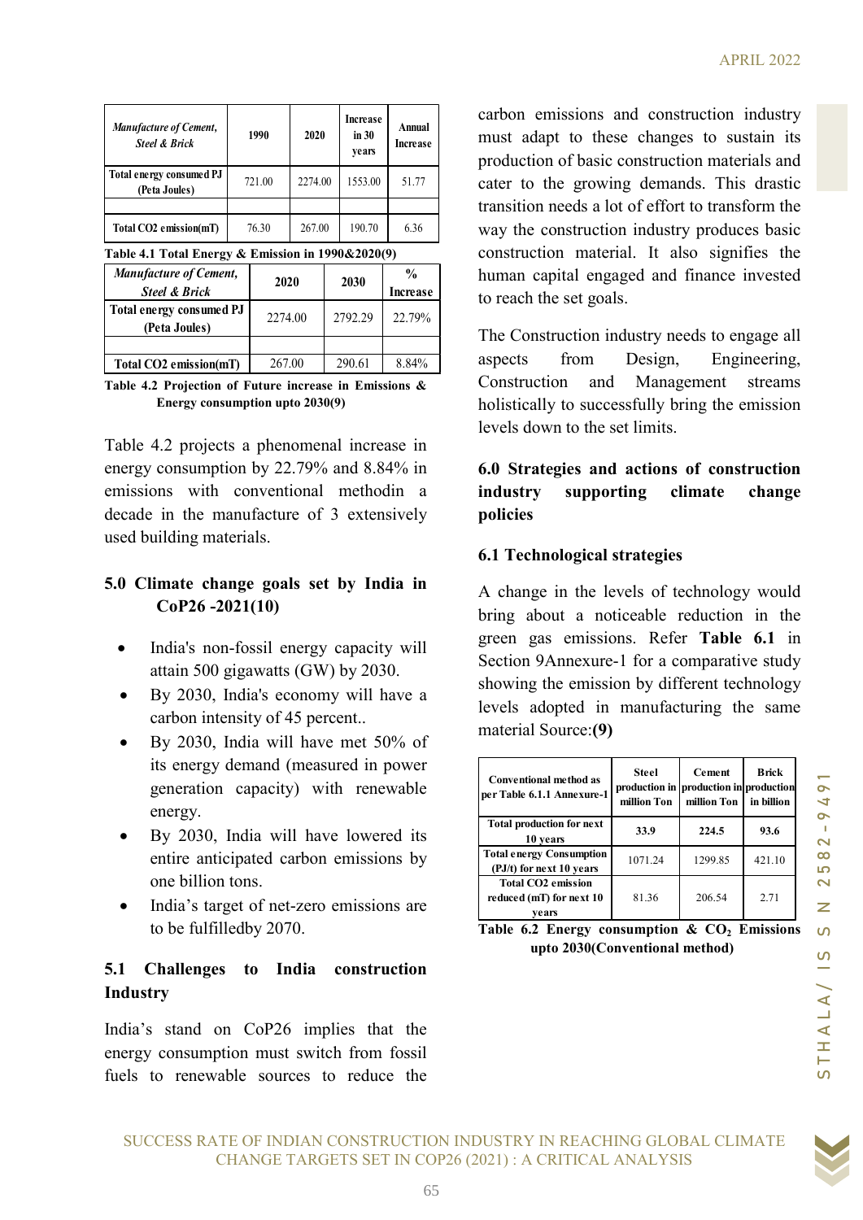| *Manufacture of Cement, Steel & Brick* | 1990 | 2020 | Increase in 30 years | Annual Increase |
|---|---|---|---|---|
| Total energy consumed PJ (Peta Joules) | 721.00 | 2274.00 | 1553.00 | 51.77 |
| | | | | |
| Total CO2 emission(mT) | 76.30 | 267.00 | 190.70 | 6.36 |

**Table 4.1 Total Energy & Emission in 1990&2020(9)**

| *Manufacture of Cement, Steel & Brick* | 2020 | 2030 | % Increase |
|---|---|---|---|
| Total energy consumed PJ (Peta Joules) | 2274.00 | 2792.29 | 22.79% |
| | | | |
| Total CO2 emission(mT) | 267.00 | 290.61 | 8.84% |

**Table 4.2 Projection of Future increase in Emissions & Energy consumption upto 2030(9)**

Table 4.2 projects a phenomenal increase in energy consumption by 22.79% and 8.84% in emissions with conventional methodin a decade in the manufacture of 3 extensively used building materials.

## 5.0 Climate change goals set by India in CoP26 -2021(10)

- India's non-fossil energy capacity will attain 500 gigawatts (GW) by 2030.
- By 2030, India's economy will have a carbon intensity of 45 percent..
- By 2030, India will have met 50% of its energy demand (measured in power generation capacity) with renewable energy.
- By 2030, India will have lowered its entire anticipated carbon emissions by one billion tons.
- India's target of net-zero emissions are to be fulfilledby 2070.

### 5.1 Challenges to India construction Industry

India's stand on CoP26 implies that the energy consumption must switch from fossil fuels to renewable sources to reduce the carbon emissions and construction industry must adapt to these changes to sustain its production of basic construction materials and cater to the growing demands. This drastic transition needs a lot of effort to transform the way the construction industry produces basic construction material. It also signifies the human capital engaged and finance invested to reach the set goals.

The Construction industry needs to engage all aspects from Design, Engineering, Construction and Management streams holistically to successfully bring the emission levels down to the set limits.

## 6.0 Strategies and actions of construction industry supporting climate change policies

### 6.1 Technological strategies

A change in the levels of technology would bring about a noticeable reduction in the green gas emissions. Refer **Table 6.1** in Section 9Annexure-1 for a comparative study showing the emission by different technology levels adopted in manufacturing the same material Source:**(9)**

| Conventional method as per Table 6.1.1 Annexure-1 | Steel production in million Ton | Cement production in million Ton | Brick production in billion |
|---|---|---|---|
| Total production for next 10 years | **33.9** | **224.5** | **93.6** |
| Total energy Consumption (PJ/t) for next 10 years | 1071.24 | 1299.85 | 421.10 |
| Total CO2 emission reduced (mT) for next 10 years | 81.36 | 206.54 | 2.71 |

**Table 6.2 Energy consumption & $CO_2$ Emissions upto 2030(Conventional method)**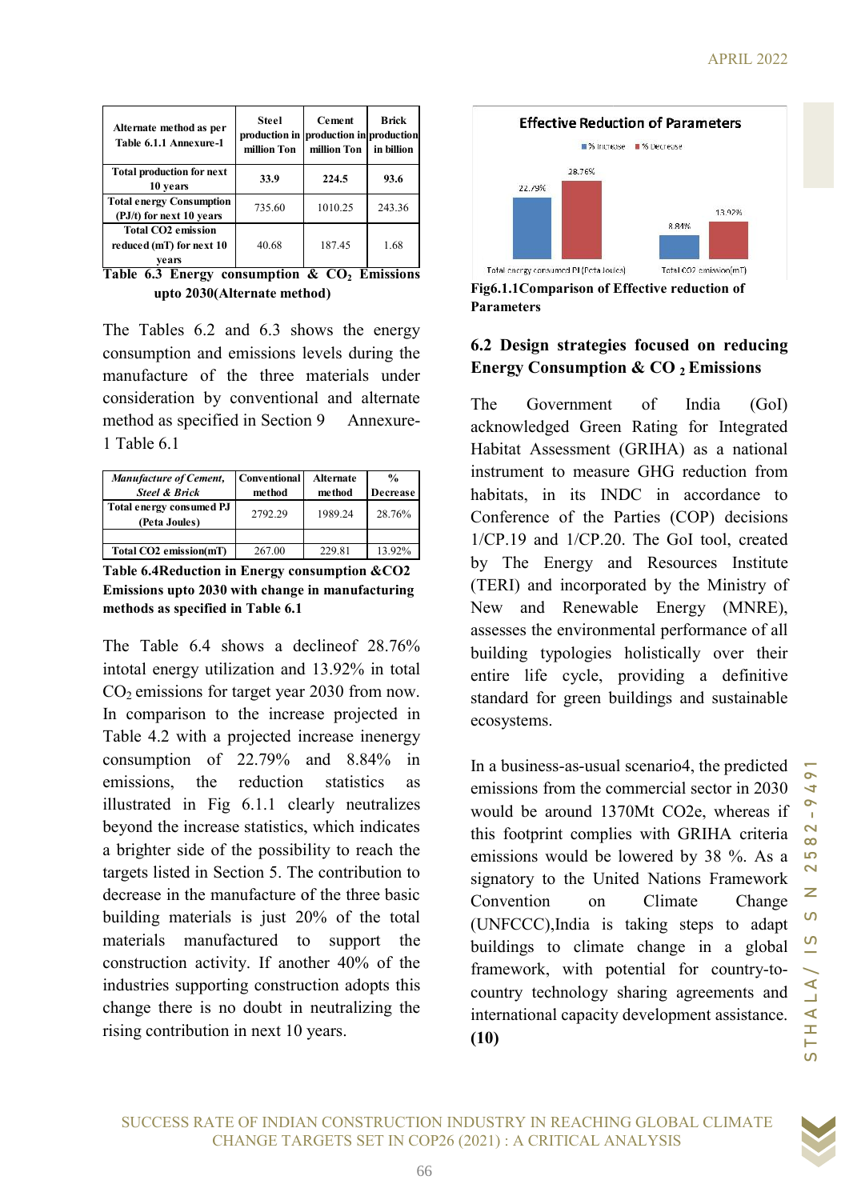| Alternate method as per Table 6.1.1 Annexure-1 | Steel production in million Ton | Cement production in million Ton | Brick production in billion |
|---|---|---|---|
| **Total production for next 10 years** | **33.9** | **224.5** | **93.6** |
| **Total energy Consumption (PJ/t) for next 10 years** | 735.60 | 1010.25 | 243.36 |
| **Total CO2 emission reduced (mT) for next 10 years** | 40.68 | 187.45 | 1.68 |

**Table 6.3 Energy consumption & $CO_2$ Emissions upto 2030(Alternate method)**

The Tables 6.2 and 6.3 shows the energy consumption and emissions levels during the manufacture of the three materials under consideration by conventional and alternate method as specified in Section 9 Annexure-1 Table 6.1

| *Manufacture of Cement, Steel & Brick* | Conventional method | Alternate method | % Decrease |
|---|---|---|---|
| **Total energy consumed PJ (Peta Joules)** | 2792.29 | 1989.24 | 28.76% |
| | | | |
| **Total CO2 emission(mT)** | 267.00 | 229.81 | 13.92% |

**Table 6.4Reduction in Energy consumption &CO2 Emissions upto 2030 with change in manufacturing methods as specified in Table 6.1**

The Table 6.4 shows a declineof 28.76% intotal energy utilization and 13.92% in total $CO_2$ emissions for target year 2030 from now. In comparison to the increase projected in Table 4.2 with a projected increase inenergy consumption of 22.79% and 8.84% in emissions, the reduction statistics as illustrated in Fig 6.1.1 clearly neutralizes beyond the increase statistics, which indicates a brighter side of the possibility to reach the targets listed in Section 5. The contribution to decrease in the manufacture of the three basic building materials is just 20% of the total materials manufactured to support the construction activity. If another 40% of the industries supporting construction adopts this change there is no doubt in neutralizing the rising contribution in next 10 years.

**Fig6.1.1Comparison of Effective reduction of Parameters**

## 6.2 Design strategies focused on reducing Energy Consumption & $CO_2$ Emissions

The Government of India (GoI) acknowledged Green Rating for Integrated Habitat Assessment (GRIHA) as a national instrument to measure GHG reduction from habitats, in its INDC in accordance to Conference of the Parties (COP) decisions 1/CP.19 and 1/CP.20. The GoI tool, created by The Energy and Resources Institute (TERI) and incorporated by the Ministry of New and Renewable Energy (MNRE), assesses the environmental performance of all building typologies holistically over their entire life cycle, providing a definitive standard for green buildings and sustainable ecosystems.

In a business-as-usual scenario4, the predicted emissions from the commercial sector in 2030 would be around 1370Mt CO2e, whereas if this footprint complies with GRIHA criteria emissions would be lowered by 38 %. As a signatory to the United Nations Framework Convention on Climate Change (UNFCCC),India is taking steps to adapt buildings to climate change in a global framework, with potential for country-to-country technology sharing agreements and international capacity development assistance. **(10)**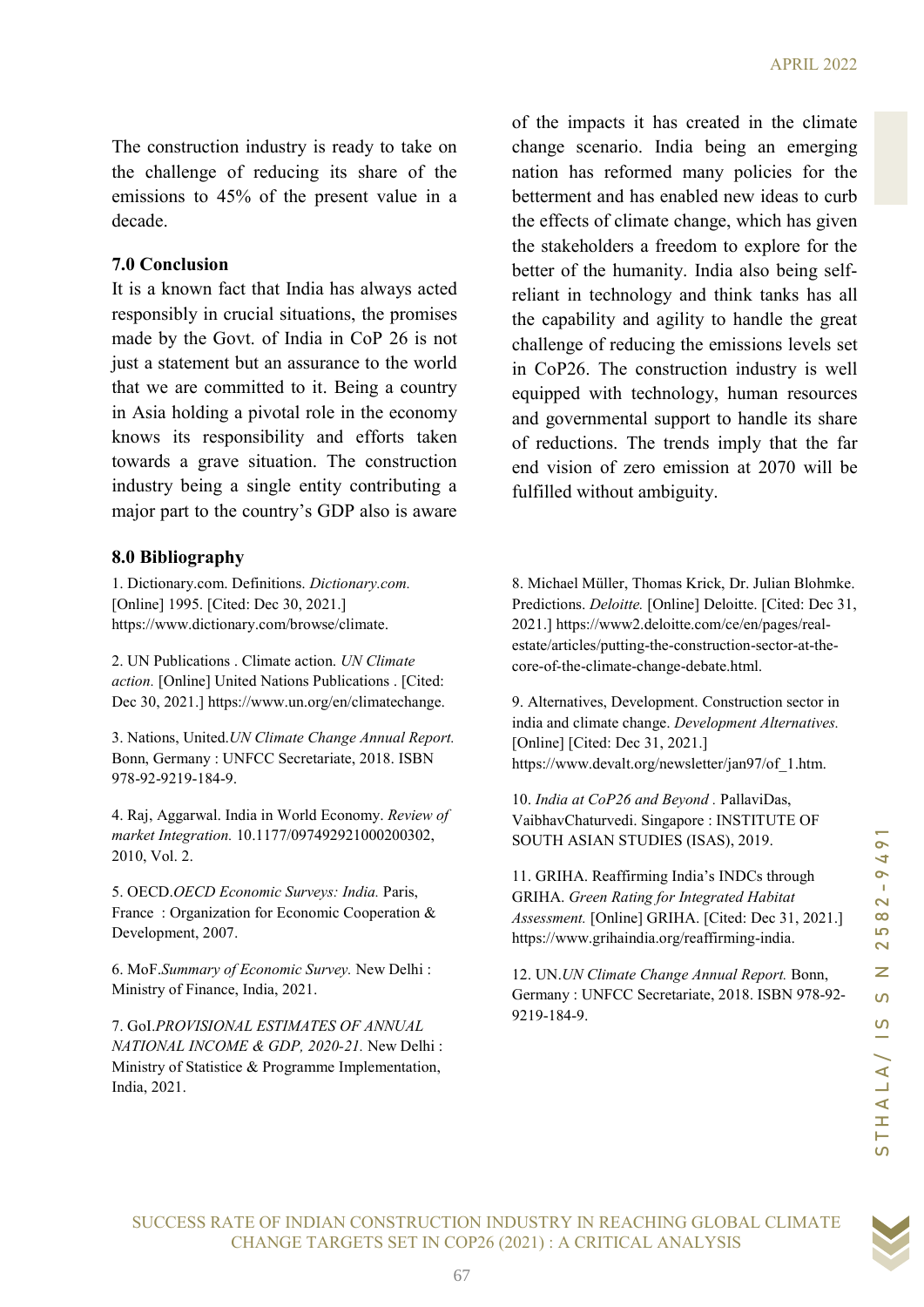The construction industry is ready to take on the challenge of reducing its share of the emissions to 45% of the present value in a decade.

## 7.0 Conclusion

It is a known fact that India has always acted responsibly in crucial situations, the promises made by the Govt. of India in CoP 26 is not just a statement but an assurance to the world that we are committed to it. Being a country in Asia holding a pivotal role in the economy knows its responsibility and efforts taken towards a grave situation. The construction industry being a single entity contributing a major part to the country's GDP also is aware of the impacts it has created in the climate change scenario. India being an emerging nation has reformed many policies for the betterment and has enabled new ideas to curb the effects of climate change, which has given the stakeholders a freedom to explore for the better of the humanity. India also being self-reliant in technology and think tanks has all the capability and agility to handle the great challenge of reducing the emissions levels set in CoP26. The construction industry is well equipped with technology, human resources and governmental support to handle its share of reductions. The trends imply that the far end vision of zero emission at 2070 will be fulfilled without ambiguity.

## 8.0 Bibliography

1. Dictionary.com. Definitions. *Dictionary.com.* [Online] 1995. [Cited: Dec 30, 2021.] https://www.dictionary.com/browse/climate.

2. UN Publications . Climate action. *UN Climate action.* [Online] United Nations Publications . [Cited: Dec 30, 2021.] https://www.un.org/en/climatechange.

3. Nations, United.*UN Climate Change Annual Report.* Bonn, Germany : UNFCC Secretariate, 2018. ISBN 978-92-9219-184-9.

4. Raj, Aggarwal. India in World Economy. *Review of market Integration.* 10.1177/097492921000200302, 2010, Vol. 2.

5. OECD.*OECD Economic Surveys: India.* Paris, France : Organization for Economic Cooperation & Development, 2007.

6. MoF.*Summary of Economic Survey.* New Delhi : Ministry of Finance, India, 2021.

7. GoI.*PROVISIONAL ESTIMATES OF ANNUAL NATIONAL INCOME & GDP, 2020-21.* New Delhi : Ministry of Statistice & Programme Implementation, India, 2021.

8. Michael Müller, Thomas Krick, Dr. Julian Blohmke. Predictions. *Deloitte.* [Online] Deloitte. [Cited: Dec 31, 2021.] https://www2.deloitte.com/ce/en/pages/real-estate/articles/putting-the-construction-sector-at-the-core-of-the-climate-change-debate.html.

9. Alternatives, Development. Construction sector in india and climate change. *Development Alternatives.* [Online] [Cited: Dec 31, 2021.] https://www.devalt.org/newsletter/jan97/of_1.htm.

10. *India at CoP26 and Beyond .* PallaviDas, VaibhavChaturvedi. Singapore : INSTITUTE OF SOUTH ASIAN STUDIES (ISAS), 2019.

11. GRIHA. Reaffirming India's INDCs through GRIHA. *Green Rating for Integrated Habitat Assessment.* [Online] GRIHA. [Cited: Dec 31, 2021.] https://www.grihaindia.org/reaffirming-india.

12. UN.*UN Climate Change Annual Report.* Bonn, Germany : UNFCC Secretariate, 2018. ISBN 978-92-9219-184-9.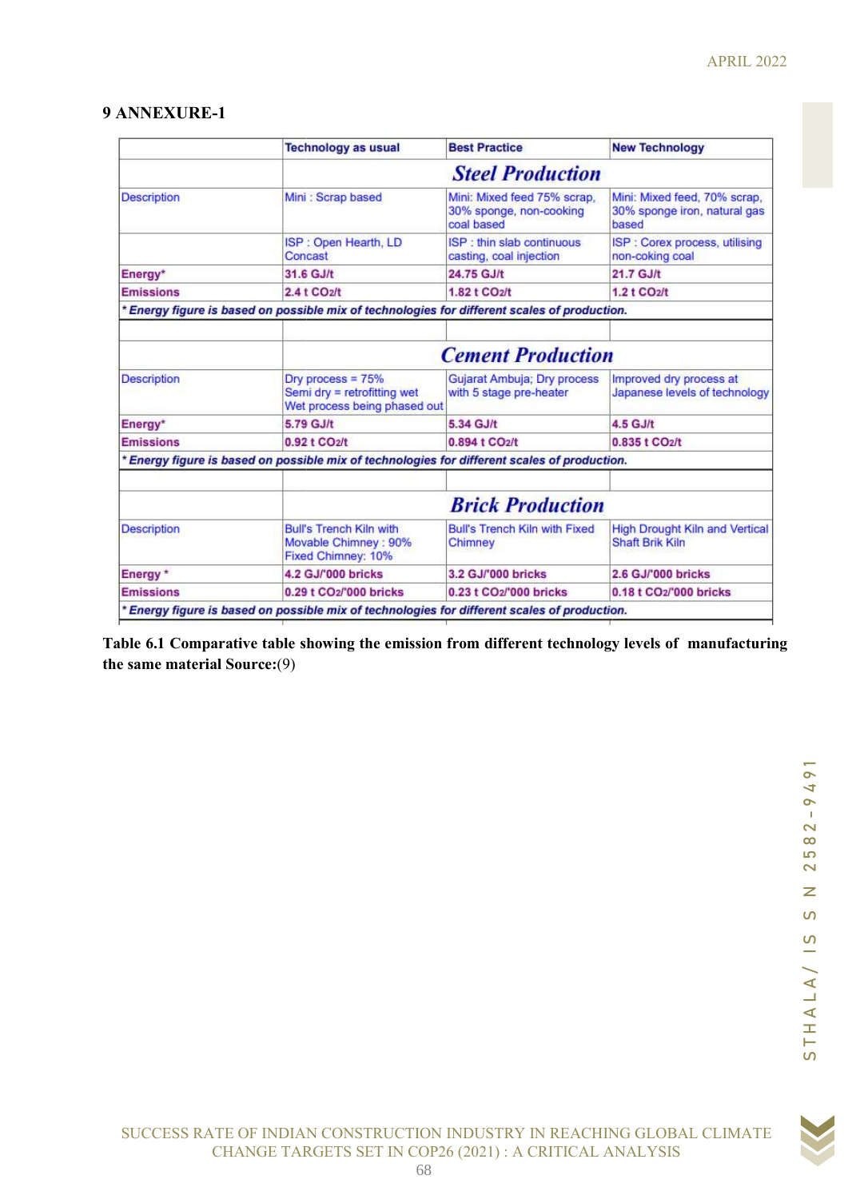# 9 ANNEXURE-1

| | Technology as usual | Best Practice | New Technology |
|---|---|---|---|
| | **Steel Production** | | |
| Description | Mini : Scrap based | Mini: Mixed feed 75% scrap, 30% sponge, non-cooking coal based | Mini: Mixed feed, 70% scrap, 30% sponge iron, natural gas based |
| | ISP : Open Hearth, LD Concast | ISP : thin slab continuous casting, coal injection | ISP : Corex process, utilising non-coking coal |
| **Energy*** | **31.6 GJ/t** | **24.75 GJ/t** | **21.7 GJ/t** |
| **Emissions** | **2.4 t $CO_2$/t** | **1.82 t $CO_2$/t** | **1.2 t $CO_2$/t** |
| ***Energy figure is based on possible mix of technologies for different scales of production.*** | | | |
| | | | |
| | **Cement Production** | | |
| Description | Dry process = 75%<br>Semi dry = retrofitting wet<br>Wet process being phased out | Gujarat Ambuja; Dry process with 5 stage pre-heater | Improved dry process at Japanese levels of technology |
| **Energy*** | **5.79 GJ/t** | **5.34 GJ/t** | **4.5 GJ/t** |
| **Emissions** | **0.92 t $CO_2$/t** | **0.894 t $CO_2$/t** | **0.835 t $CO_2$/t** |
| ***Energy figure is based on possible mix of technologies for different scales of production.*** | | | |
| | | | |
| | **Brick Production** | | |
| Description | Bull's Trench Kiln with Movable Chimney : 90%<br>Fixed Chimney: 10% | Bull's Trench Kiln with Fixed Chimney | High Drought Kiln and Vertical Shaft Brik Kiln |
| **Energy *** | **4.2 GJ/'000 bricks** | **3.2 GJ/'000 bricks** | **2.6 GJ/'000 bricks** |
| **Emissions** | **0.29 t $CO_2$/'000 bricks** | **0.23 t $CO_2$/'000 bricks** | **0.18 t $CO_2$/'000 bricks** |
| ***Energy figure is based on possible mix of technologies for different scales of production.*** | | | |

**Table 6.1 Comparative table showing the emission from different technology levels of manufacturing the same material Source:**(9)